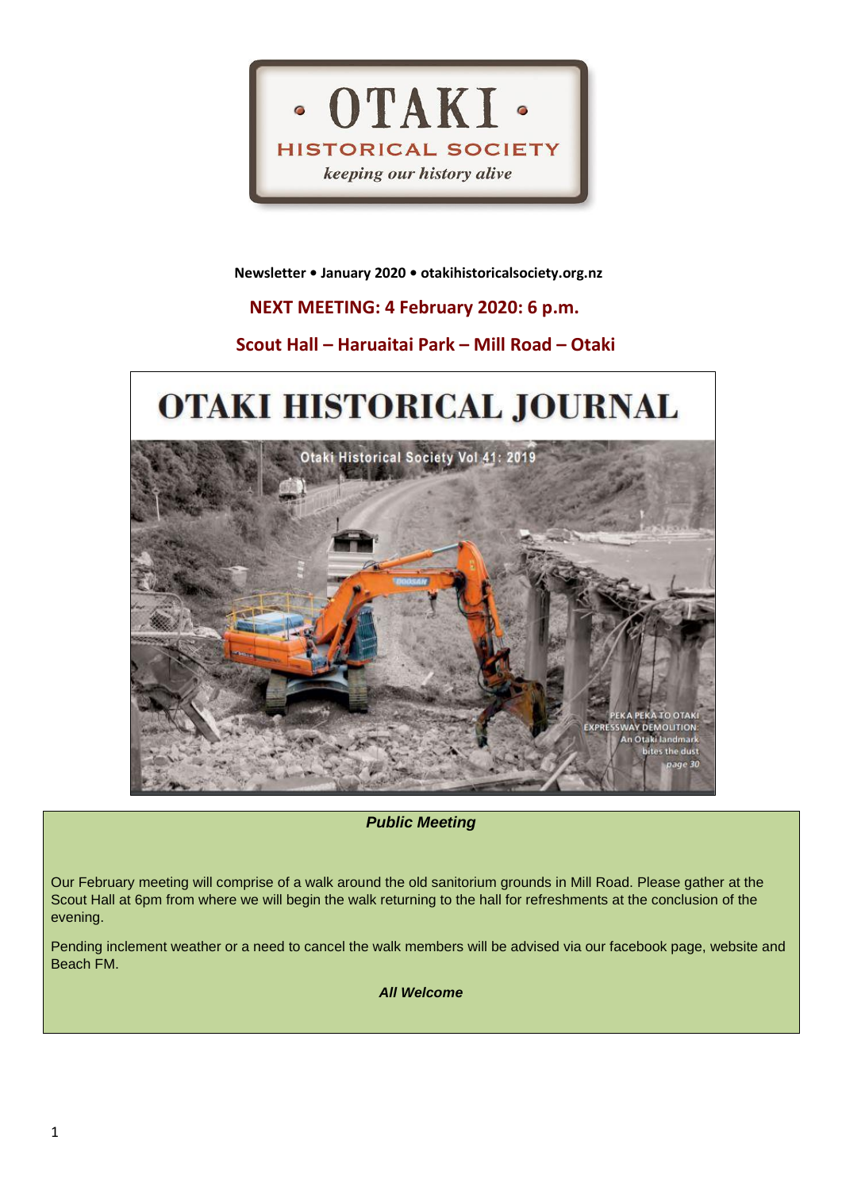# OTAKI HISTORICAL SOCIETY

*keeping our history alive*

**Newsletter • January 2020 • otakihistoricalsociety.org.nz**

## NEXT MEETING: 4 February 2020: 6 p.m.

## Scout Hall – Haruaitai Park – Mill Road – Otaki

# OTAKI HISTORICAL JOURNAL

Otaki Historical Society Vol 41: 2019

PEKA PEKA TO OTAKI EXPRESSWAY DEMOLITION: An Otaki landmark bites the dust *page 30*

***Public Meeting***

Our February meeting will comprise of a walk around the old sanitorium grounds in Mill Road. Please gather at the Scout Hall at 6pm from where we will begin the walk returning to the hall for refreshments at the conclusion of the evening.

Pending inclement weather or a need to cancel the walk members will be advised via our facebook page, website and Beach FM.

***All Welcome***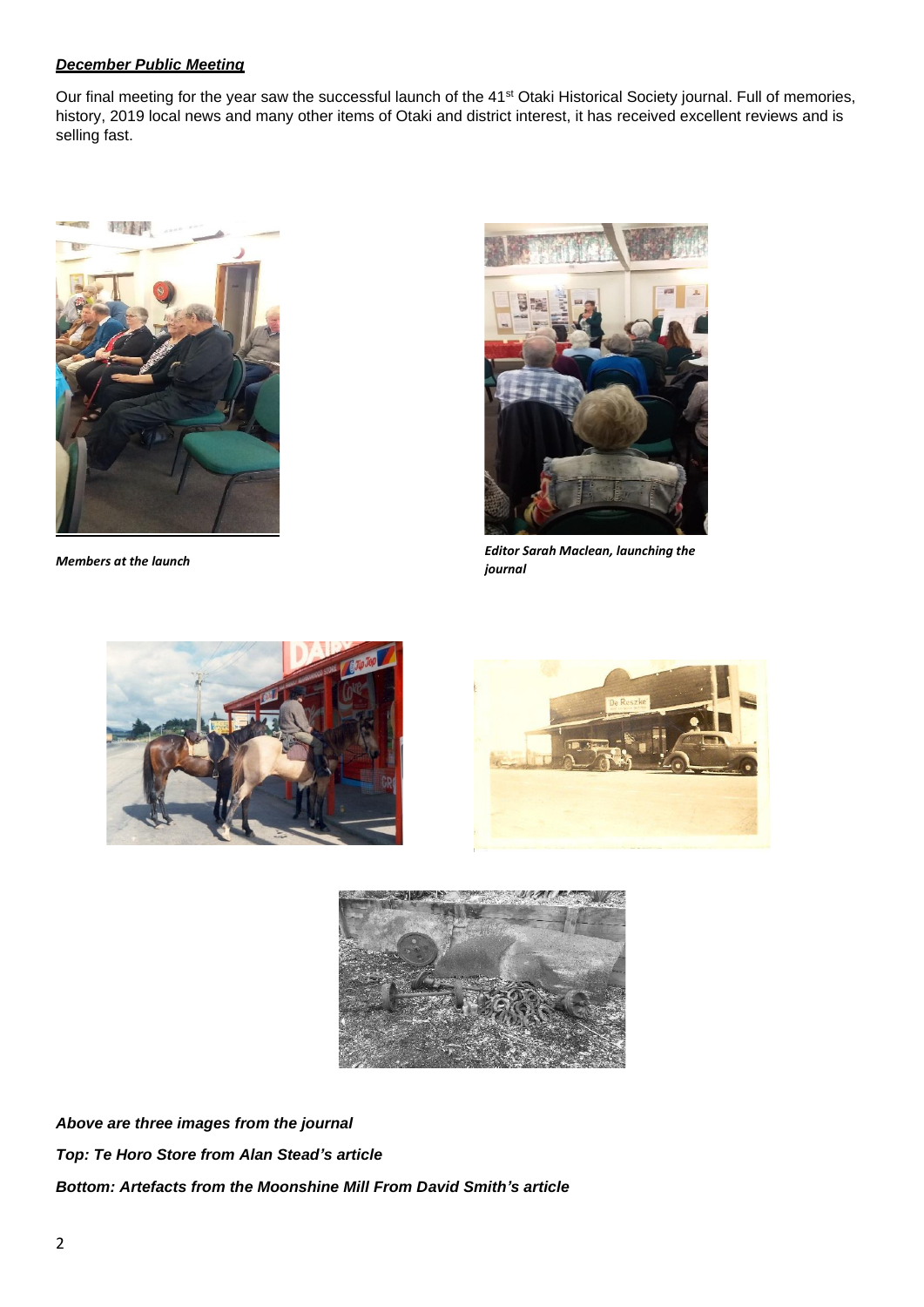***December Public Meeting***

Our final meeting for the year saw the successful launch of the 41st Otaki Historical Society journal. Full of memories, history, 2019 local news and many other items of Otaki and district interest, it has received excellent reviews and is selling fast.

***Members at the launch***

***Editor Sarah Maclean, launching the journal***

***Above are three images from the journal***

***Top: Te Horo Store from Alan Stead's article***

***Bottom: Artefacts from the Moonshine Mill From David Smith's article***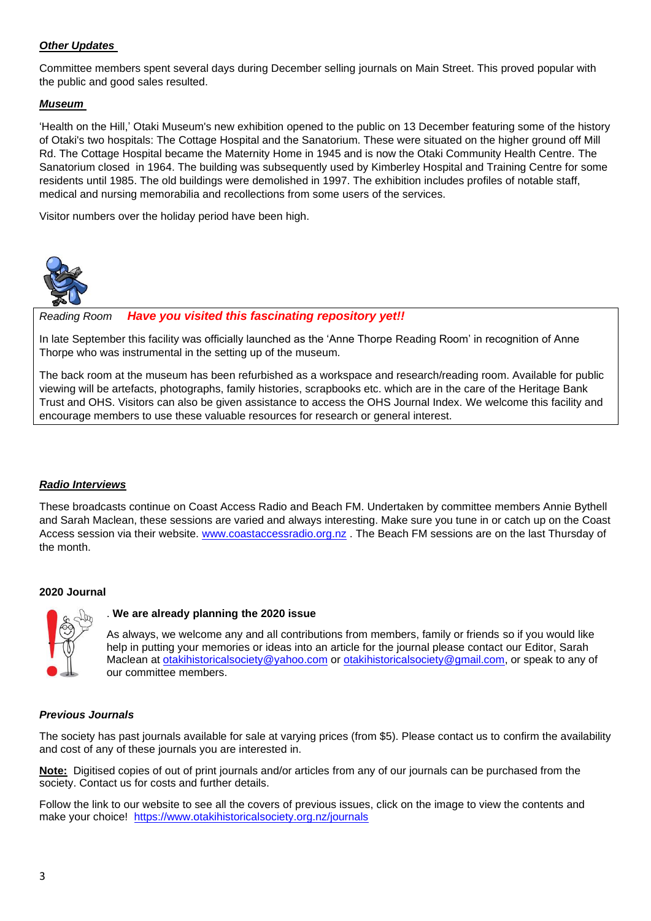***Other Updates***

Committee members spent several days during December selling journals on Main Street. This proved popular with the public and good sales resulted.

***Museum***

'Health on the Hill,' Otaki Museum's new exhibition opened to the public on 13 December featuring some of the history of Otaki's two hospitals: The Cottage Hospital and the Sanatorium. These were situated on the higher ground off Mill Rd. The Cottage Hospital became the Maternity Home in 1945 and is now the Otaki Community Health Centre. The Sanatorium closed in 1964. The building was subsequently used by Kimberley Hospital and Training Centre for some residents until 1985. The old buildings were demolished in 1997. The exhibition includes profiles of notable staff, medical and nursing memorabilia and recollections from some users of the services.

Visitor numbers over the holiday period have been high.

*Reading Room* ***Have you visited this fascinating repository yet!!***

In late September this facility was officially launched as the 'Anne Thorpe Reading Room' in recognition of Anne Thorpe who was instrumental in the setting up of the museum.

The back room at the museum has been refurbished as a workspace and research/reading room. Available for public viewing will be artefacts, photographs, family histories, scrapbooks etc. which are in the care of the Heritage Bank Trust and OHS. Visitors can also be given assistance to access the OHS Journal Index. We welcome this facility and encourage members to use these valuable resources for research or general interest.

***Radio Interviews***

These broadcasts continue on Coast Access Radio and Beach FM. Undertaken by committee members Annie Bythell and Sarah Maclean, these sessions are varied and always interesting. Make sure you tune in or catch up on the Coast Access session via their website. www.coastaccessradio.org.nz . The Beach FM sessions are on the last Thursday of the month.

**2020 Journal**

. **We are already planning the 2020 issue**

As always, we welcome any and all contributions from members, family or friends so if you would like help in putting your memories or ideas into an article for the journal please contact our Editor, Sarah Maclean at otakihistoricalsociety@yahoo.com or otakihistoricalsociety@gmail.com, or speak to any of our committee members.

***Previous Journals***

The society has past journals available for sale at varying prices (from $5). Please contact us to confirm the availability and cost of any of these journals you are interested in.

**Note:** Digitised copies of out of print journals and/or articles from any of our journals can be purchased from the society. Contact us for costs and further details.

Follow the link to our website to see all the covers of previous issues, click on the image to view the contents and make your choice! https://www.otakihistoricalsociety.org.nz/journals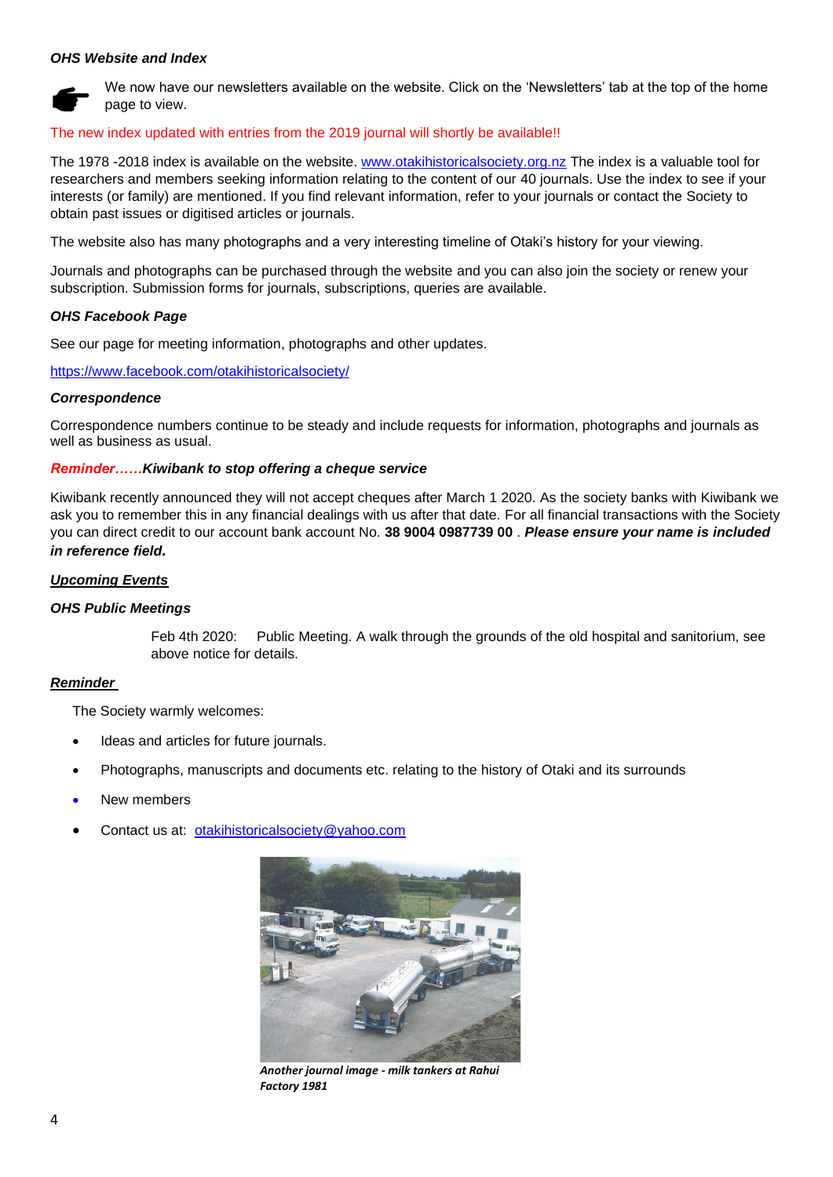***OHS Website and Index***

☛ We now have our newsletters available on the website. Click on the 'Newsletters' tab at the top of the home page to view.

The new index updated with entries from the 2019 journal will shortly be available!!

The 1978 -2018 index is available on the website. [www.otakihistoricalsociety.org.nz](http://www.otakihistoricalsociety.org.nz) The index is a valuable tool for researchers and members seeking information relating to the content of our 40 journals. Use the index to see if your interests (or family) are mentioned. If you find relevant information, refer to your journals or contact the Society to obtain past issues or digitised articles or journals.

The website also has many photographs and a very interesting timeline of Otaki's history for your viewing.

Journals and photographs can be purchased through the website and you can also join the society or renew your subscription. Submission forms for journals, subscriptions, queries are available.

***OHS Facebook Page***

See our page for meeting information, photographs and other updates.

[https://www.facebook.com/otakihistoricalsociety/](https://www.facebook.com/otakihistoricalsociety/)

***Correspondence***

Correspondence numbers continue to be steady and include requests for information, photographs and journals as well as business as usual.

***Reminder……Kiwibank to stop offering a cheque service***

Kiwibank recently announced they will not accept cheques after March 1 2020. As the society banks with Kiwibank we ask you to remember this in any financial dealings with us after that date. For all financial transactions with the Society you can direct credit to our account bank account No. **38 9004 0987739 00** . ***Please ensure your name is included in reference field.***

***Upcoming Events***

***OHS Public Meetings***

Feb 4th 2020: Public Meeting. A walk through the grounds of the old hospital and sanitorium, see above notice for details.

***Reminder***

The Society warmly welcomes:

- Ideas and articles for future journals.
- Photographs, manuscripts and documents etc. relating to the history of Otaki and its surrounds
- New members
- Contact us at: [otakihistoricalsociety@yahoo.com](mailto:otakihistoricalsociety@yahoo.com)

***Another journal image - milk tankers at Rahui Factory 1981***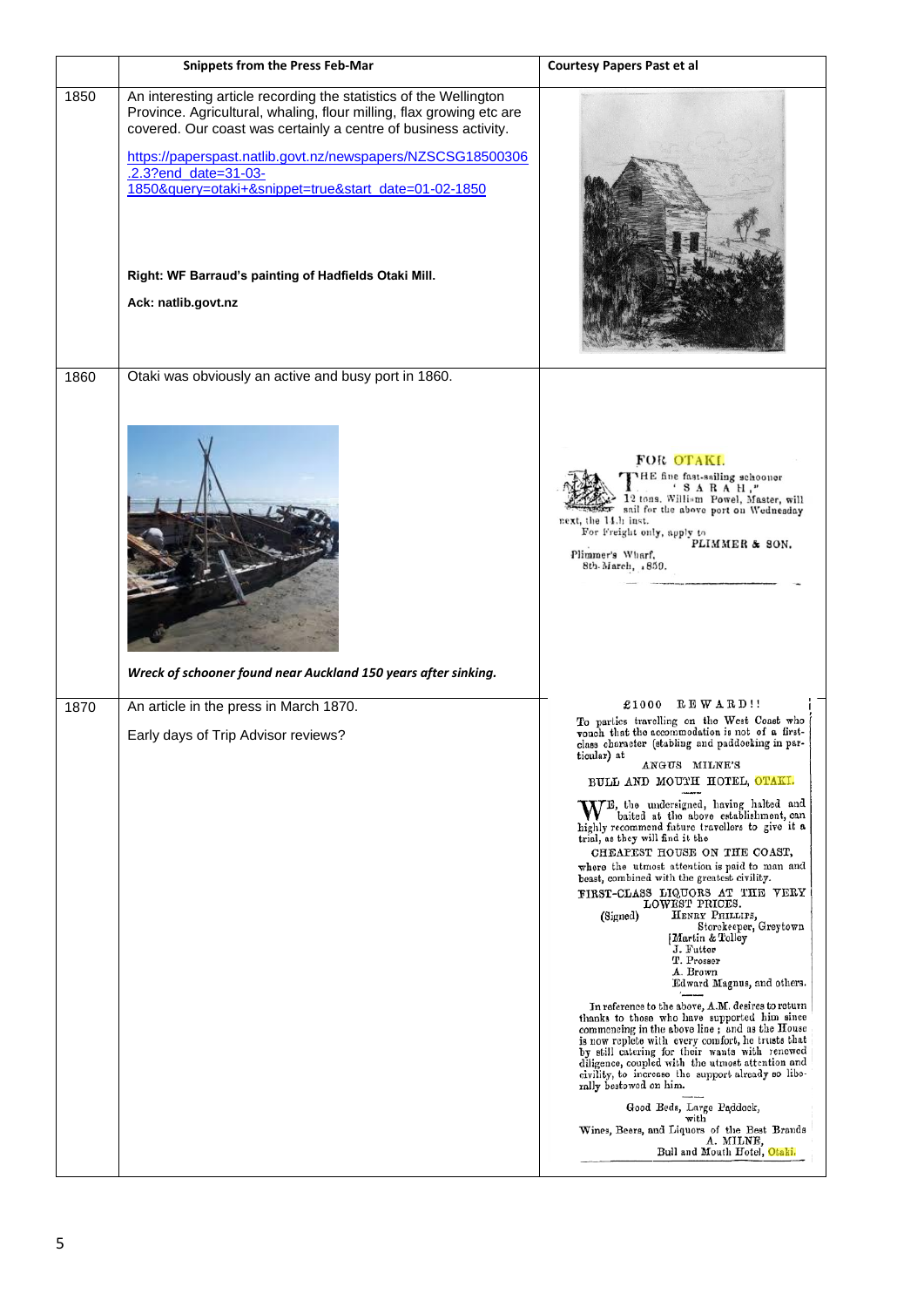| | Snippets from the Press Feb-Mar | Courtesy Papers Past et al |
|---|---|---|
| 1850 | An interesting article recording the statistics of the Wellington Province. Agricultural, whaling, flour milling, flax growing etc are covered. Our coast was certainly a centre of business activity.<br><br>https://paperspast.natlib.govt.nz/newspapers/NZSCSG18500306.2.3?end_date=31-03-1850&query=otaki+&snippet=true&start_date=01-02-1850<br><br>**Right: WF Barraud's painting of Hadfields Otaki Mill.**<br><br>**Ack: natlib.govt.nz** | |
| 1860 | Otaki was obviously an active and busy port in 1860.<br><br>***Wreck of schooner found near Auckland 150 years after sinking.*** | FOR OTAKI.<br>THE fine fast-sailing schooner "SARAH," 12 tons, William Powel, Master, will sail for the above port on Wednesday next, the 14th inst.<br>For Freight only, apply to PLIMMER & SON.<br>Plimmer's Wharf, 8th March, 1859. |
| 1870 | An article in the press in March 1870.<br><br>Early days of Trip Advisor reviews? | £1000 REWARD!!<br>To parties travelling on the West Coast who vouch that the accommodation is not of a first-class character (stabling and paddocking in particular) at<br>ANGUS MILNE'S<br>BULL AND MOUTH HOTEL, OTAKI.<br>WE, the undersigned, having halted and baited at the above establishment, can highly recommend future travellers to give it a trial, as they will find it the<br>CHEAPEST HOUSE ON THE COAST,<br>where the utmost attention is paid to man and beast, combined with the greatest civility.<br>FIRST-CLASS LIQUORS AT THE VERY LOWEST PRICES.<br>(Signed) HENRY PHILLIPS, Storekeeper, Greytown<br>Martin & Tolley<br>J. Futter<br>T. Prosser<br>A. Brown<br>Edward Magnus, and others.<br>In reference to the above, A.M. desires to return thanks to those who have supported him since commencing in the above line; and as the House is now replete with every comfort, he trusts that by still catering for their wants with renewed diligence, coupled with the utmost attention and civility, to increase the support already so liberally bestowed on him.<br>Good Beds, Large Paddock, with Wines, Beers, and Liquors of the Best Brands<br>A. MILNE,<br>Bull and Mouth Hotel, Otaki. |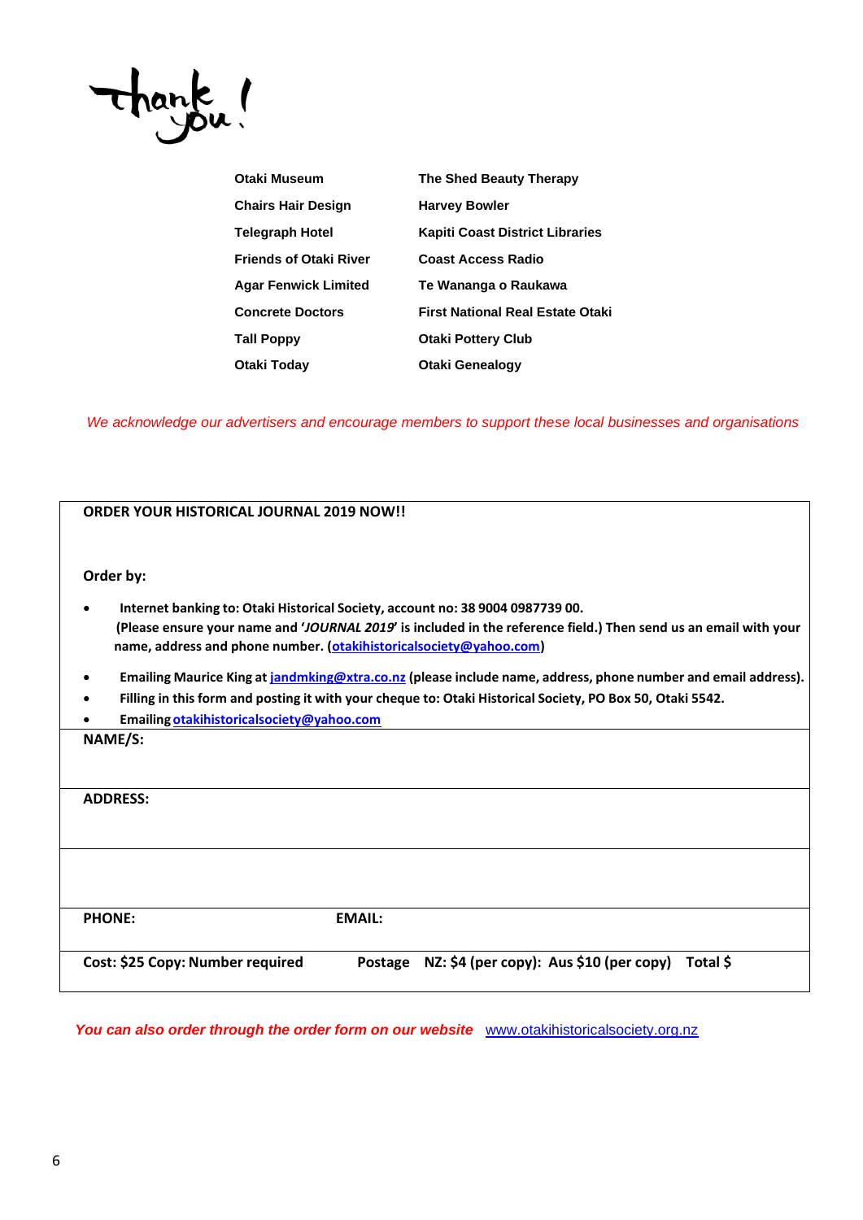# thank you!

| | |
|---|---|
| **Otaki Museum** | **The Shed Beauty Therapy** |
| **Chairs Hair Design** | **Harvey Bowler** |
| **Telegraph Hotel** | **Kapiti Coast District Libraries** |
| **Friends of Otaki River** | **Coast Access Radio** |
| **Agar Fenwick Limited** | **Te Wananga o Raukawa** |
| **Concrete Doctors** | **First National Real Estate Otaki** |
| **Tall Poppy** | **Otaki Pottery Club** |
| **Otaki Today** | **Otaki Genealogy** |

*We acknowledge our advertisers and encourage members to support these local businesses and organisations*

**ORDER YOUR HISTORICAL JOURNAL 2019 NOW!!**

**Order by:**

- **Internet banking to: Otaki Historical Society, account no: 38 9004 0987739 00. (Please ensure your name and '*JOURNAL 2019*' is included in the reference field.) Then send us an email with your name, address and phone number. (otakihistoricalsociety@yahoo.com)**
- **Emailing Maurice King at jandmking@xtra.co.nz (please include name, address, phone number and email address).**
- **Filling in this form and posting it with your cheque to: Otaki Historical Society, PO Box 50, Otaki 5542.**
- **Emailing otakihistoricalsociety@yahoo.com**

| | |
|---|---|
| **NAME/S:** | |
| **ADDRESS:** | |
| | |
| **PHONE:** | **EMAIL:** |
| **Cost: $25 Copy: Number required** | **Postage NZ: $4 (per copy): Aus $10 (per copy) Total $** |

***You can also order through the order form on our website*** www.otakihistoricalsociety.org.nz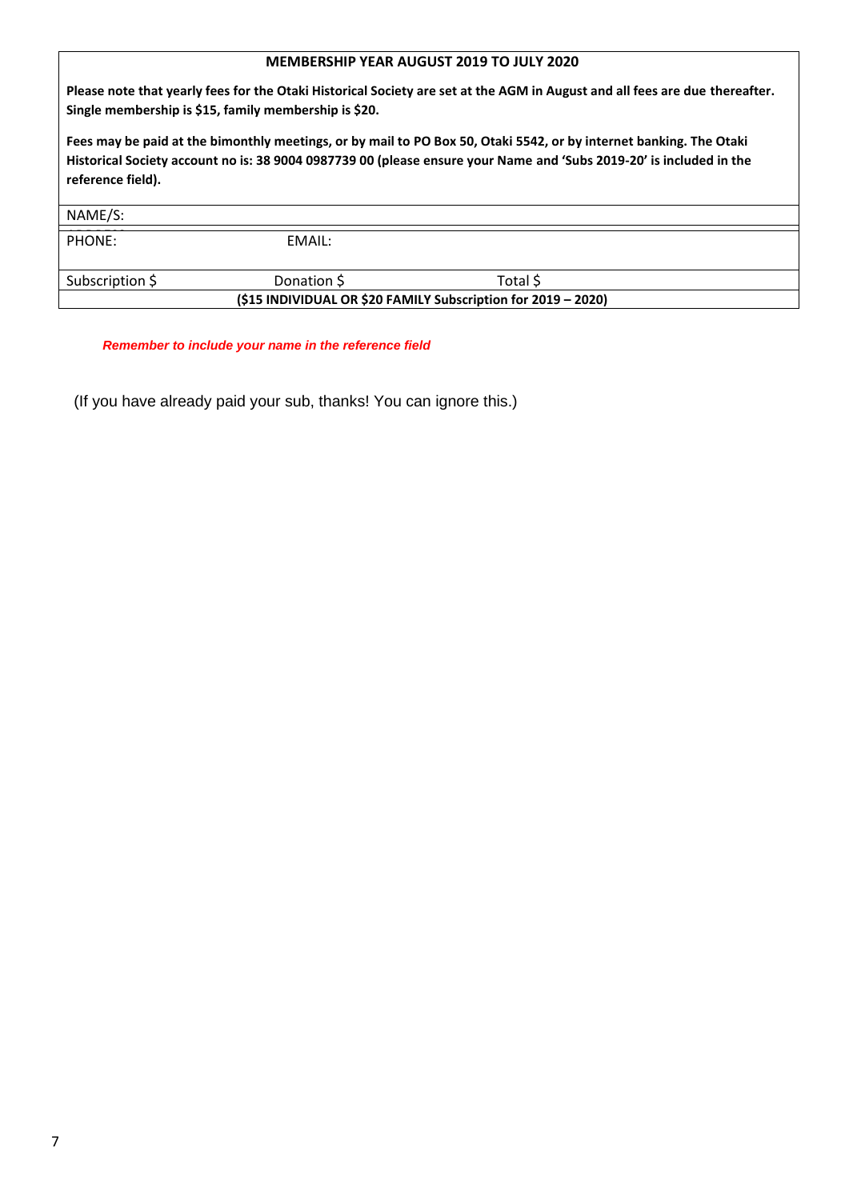**MEMBERSHIP YEAR AUGUST 2019 TO JULY 2020**

**Please note that yearly fees for the Otaki Historical Society are set at the AGM in August and all fees are due thereafter. Single membership is $15, family membership is $20.**

**Fees may be paid at the bimonthly meetings, or by mail to PO Box 50, Otaki 5542, or by internet banking. The Otaki Historical Society account no is: 38 9004 0987739 00 (please ensure your Name and 'Subs 2019-20' is included in the reference field).**

| | | |
|---|---|---|
| NAME/S: | | |
| PHONE: | EMAIL: | |
| Subscription $ | Donation $ | Total $ |

**($15 INDIVIDUAL OR $20 FAMILY Subscription for 2019 – 2020)**

***Remember to include your name in the reference field***

(If you have already paid your sub, thanks! You can ignore this.)